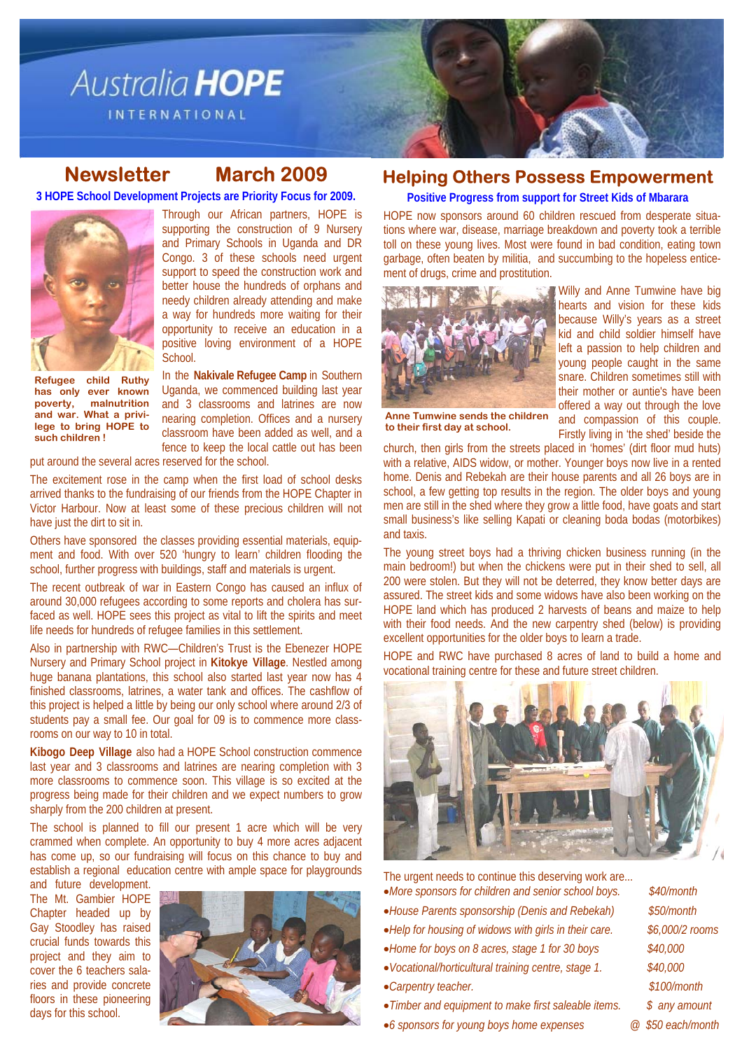# Australia HOPE INTERNATIONAL

## Newsletter March 2009

**3 HOPE School Development Projects are Priority Focus for 2009.**

**Refugee child Ruthy has only ever known poverty, malnutrition and war. What a privilege to bring HOPE to such children !**

Through our African partners, HOPE is supporting the construction of 9 Nursery and Primary Schools in Uganda and DR Congo. 3 of these schools need urgent support to speed the construction work and better house the hundreds of orphans and needy children already attending and make a way for hundreds more waiting for their opportunity to receive an education in a positive loving environment of a HOPE School.

In the **Nakivale Refugee Camp** in Southern Uganda, we commenced building last year and 3 classrooms and latrines are now nearing completion. Offices and a nursery classroom have been added as well, and a fence to keep the local cattle out has been put around the several acres reserved for the school.

The excitement rose in the camp when the first load of school desks arrived thanks to the fundraising of our friends from the HOPE Chapter in Victor Harbour. Now at least some of these precious children will not have just the dirt to sit in.

Others have sponsored the classes providing essential materials, equipment and food. With over 520 'hungry to learn' children flooding the school, further progress with buildings, staff and materials is urgent.

The recent outbreak of war in Eastern Congo has caused an influx of around 30,000 refugees according to some reports and cholera has surfaced as well. HOPE sees this project as vital to lift the spirits and meet life needs for hundreds of refugee families in this settlement.

Also in partnership with RWC—Children's Trust is the Ebenezer HOPE Nursery and Primary School project in **Kitokye Village**. Nestled among huge banana plantations, this school also started last year now has 4 finished classrooms, latrines, a water tank and offices. The cashflow of this project is helped a little by being our only school where around 2/3 of students pay a small fee. Our goal for 09 is to commence more classrooms on our way to 10 in total.

**Kibogo Deep Village** also had a HOPE School construction commence last year and 3 classrooms and latrines are nearing completion with 3 more classrooms to commence soon. This village is so excited at the progress being made for their children and we expect numbers to grow sharply from the 200 children at present.

The school is planned to fill our present 1 acre which will be very crammed when complete. An opportunity to buy 4 more acres adjacent has come up, so our fundraising will focus on this chance to buy and establish a regional education centre with ample space for playgrounds and future development.

The Mt. Gambier HOPE Chapter headed up by Gay Stoodley has raised crucial funds towards this project and they aim to cover the 6 teachers salaries and provide concrete floors in these pioneering days for this school.

## Helping Others Possess Empowerment

**Positive Progress from support for Street Kids of Mbarara**

HOPE now sponsors around 60 children rescued from desperate situations where war, disease, marriage breakdown and poverty took a terrible toll on these young lives. Most were found in bad condition, eating town garbage, often beaten by militia, and succumbing to the hopeless enticement of drugs, crime and prostitution.

**Anne Tumwine sends the children to their first day at school.**

Willy and Anne Tumwine have big hearts and vision for these kids because Willy's years as a street kid and child soldier himself have left a passion to help children and young people caught in the same snare. Children sometimes still with their mother or auntie's have been offered a way out through the love and compassion of this couple. Firstly living in 'the shed' beside the church, then girls from the streets placed in 'homes' (dirt floor mud huts) with a relative, AIDS widow, or mother. Younger boys now live in a rented home. Denis and Rebekah are their house parents and all 26 boys are in school, a few getting top results in the region. The older boys and young men are still in the shed where they grow a little food, have goats and start small business's like selling Kapati or cleaning boda bodas (motorbikes) and taxis.

The young street boys had a thriving chicken business running (in the main bedroom!) but when the chickens were put in their shed to sell, all 200 were stolen. But they will not be deterred, they know better days are assured. The street kids and some widows have also been working on the HOPE land which has produced 2 harvests of beans and maize to help with their food needs. And the new carpentry shed (below) is providing excellent opportunities for the older boys to learn a trade.

HOPE and RWC have purchased 8 acres of land to build a home and vocational training centre for these and future street children.

The urgent needs to continue this deserving work are...

- *More sponsors for children and senior school boys.* *$40/month*
- *House Parents sponsorship (Denis and Rebekah)* *$50/month*
- *Help for housing of widows with girls in their care.* *$6,000/2 rooms*
- *Home for boys on 8 acres, stage 1 for 30 boys* *$40,000*
- *Vocational/horticultural training centre, stage 1.* *$40,000*
- *Carpentry teacher.* *$100/month*
- *Timber and equipment to make first saleable items.* *$ any amount*
- *6 sponsors for young boys home expenses* *@ $50 each/month*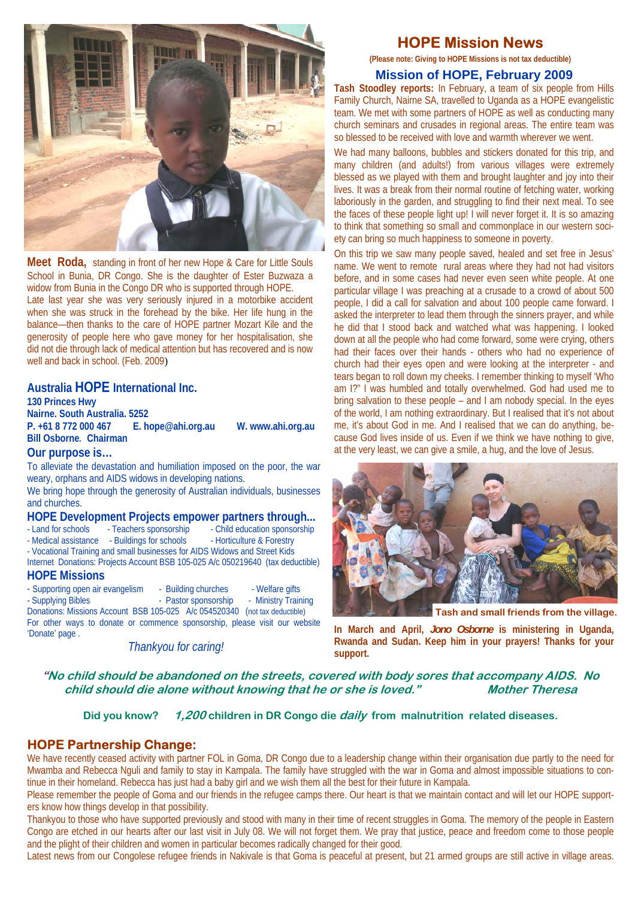**Meet Roda,** standing in front of her new Hope & Care for Little Souls School in Bunia, DR Congo. She is the daughter of Ester Buzwaza a widow from Bunia in the Congo DR who is supported through HOPE.
Late last year she was very seriously injured in a motorbike accident when she was struck in the forehead by the bike. Her life hung in the balance—then thanks to the care of HOPE partner Mozart Kile and the generosity of people here who gave money for her hospitalisation, she did not die through lack of medical attention but has recovered and is now well and back in school. (Feb. 2009)

## Australia HOPE International Inc.

**130 Princes Hwy**
**Nairne. South Australia. 5252**
**P. +61 8 772 000 467 E. hope@ahi.org.au W. www.ahi.org.au**
**Bill Osborne. Chairman**

### Our purpose is…

To alleviate the devastation and humiliation imposed on the poor, the war weary, orphans and AIDS widows in developing nations.
We bring hope through the generosity of Australian individuals, businesses and churches.

### HOPE Development Projects empower partners through...

- Land for schools
- Teachers sponsorship
- Child education sponsorship
- Medical assistance
- Buildings for schools
- Horticulture & Forestry
- Vocational Training and small businesses for AIDS Widows and Street Kids

Internet Donations: Projects Account BSB 105-025 A/c 050219640 (tax deductible)

### HOPE Missions

- Supporting open air evangelism
- Building churches
- Welfare gifts
- Supplying Bibles
- Pastor sponsorship
- Ministry Training

Donations: Missions Account BSB 105-025 A/c 054520340 (not tax deductible)
For other ways to donate or commence sponsorship, please visit our website 'Donate' page .

*Thankyou for caring!*

## HOPE Mission News

**(Please note: Giving to HOPE Missions is not tax deductible)**

### Mission of HOPE, February 2009

**Tash Stoodley reports:** In February, a team of six people from Hills Family Church, Nairne SA, travelled to Uganda as a HOPE evangelistic team. We met with some partners of HOPE as well as conducting many church seminars and crusades in regional areas. The entire team was so blessed to be received with love and warmth wherever we went.

We had many balloons, bubbles and stickers donated for this trip, and many children (and adults!) from various villages were extremely blessed as we played with them and brought laughter and joy into their lives. It was a break from their normal routine of fetching water, working laboriously in the garden, and struggling to find their next meal. To see the faces of these people light up! I will never forget it. It is so amazing to think that something so small and commonplace in our western society can bring so much happiness to someone in poverty.

On this trip we saw many people saved, healed and set free in Jesus' name. We went to remote rural areas where they had not had visitors before, and in some cases had never even seen white people. At one particular village I was preaching at a crusade to a crowd of about 500 people, I did a call for salvation and about 100 people came forward. I asked the interpreter to lead them through the sinners prayer, and while he did that I stood back and watched what was happening. I looked down at all the people who had come forward, some were crying, others had their faces over their hands - others who had no experience of church had their eyes open and were looking at the interpreter - and tears began to roll down my cheeks. I remember thinking to myself 'Who am I?" I was humbled and totally overwhelmed. God had used me to bring salvation to these people – and I am nobody special. In the eyes of the world, I am nothing extraordinary. But I realised that it's not about me, it's about God in me. And I realised that we can do anything, because God lives inside of us. Even if we think we have nothing to give, at the very least, we can give a smile, a hug, and the love of Jesus.

**Tash and small friends from the village.**

**In March and April, *Jono Osborne* is ministering in Uganda, Rwanda and Sudan. Keep him in your prayers! Thanks for your support.**

***"No child should be abandoned on the streets, covered with body sores that accompany AIDS. No child should die alone without knowing that he or she is loved." Mother Theresa***

**Did you know? *1,200* children in DR Congo die *daily* from malnutrition related diseases.**

## HOPE Partnership Change:

We have recently ceased activity with partner FOL in Goma, DR Congo due to a leadership change within their organisation due partly to the need for Mwamba and Rebecca Nguli and family to stay in Kampala. The family have struggled with the war in Goma and almost impossible situations to continue in their homeland. Rebecca has just had a baby girl and we wish them all the best for their future in Kampala.

Please remember the people of Goma and our friends in the refugee camps there. Our heart is that we maintain contact and will let our HOPE supporters know how things develop in that possibility.

Thankyou to those who have supported previously and stood with many in their time of recent struggles in Goma. The memory of the people in Eastern Congo are etched in our hearts after our last visit in July 08. We will not forget them. We pray that justice, peace and freedom come to those people and the plight of their children and women in particular becomes radically changed for their good.

Latest news from our Congolese refugee friends in Nakivale is that Goma is peaceful at present, but 21 armed groups are still active in village areas.